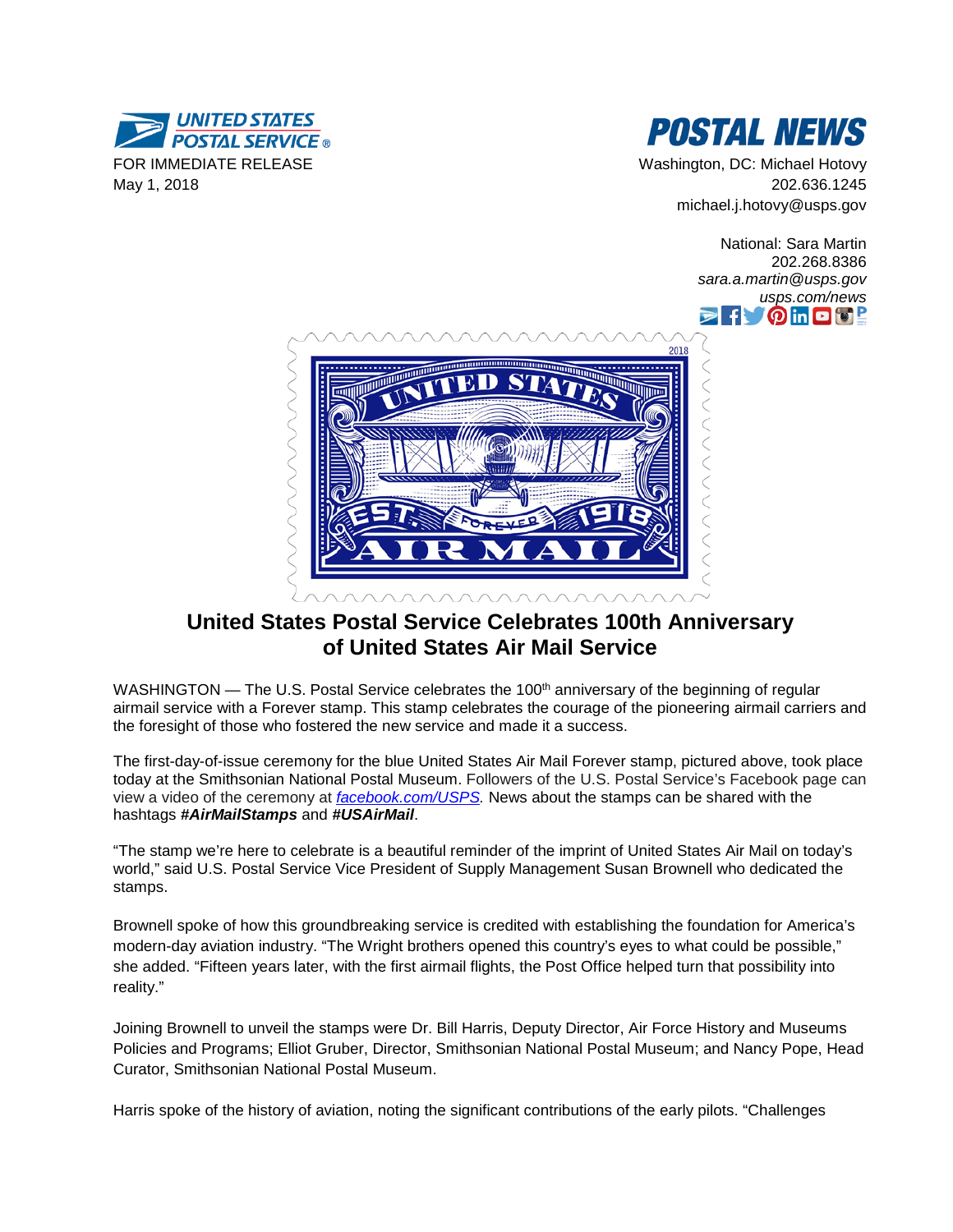UNITED STATES POSTAL SERVICE®

**POSTAL NEWS**

FOR IMMEDIATE RELEASE
May 1, 2018

Washington, DC: Michael Hotovy
202.636.1245
michael.j.hotovy@usps.gov

National: Sara Martin
202.268.8386
*sara.a.martin@usps.gov*
*usps.com/news*

## United States Postal Service Celebrates 100th Anniversary of United States Air Mail Service

WASHINGTON — The U.S. Postal Service celebrates the 100th anniversary of the beginning of regular airmail service with a Forever stamp. This stamp celebrates the courage of the pioneering airmail carriers and the foresight of those who fostered the new service and made it a success.

The first-day-of-issue ceremony for the blue United States Air Mail Forever stamp, pictured above, took place today at the Smithsonian National Postal Museum. Followers of the U.S. Postal Service's Facebook page can view a video of the ceremony at *facebook.com/USPS.* News about the stamps can be shared with the hashtags ***#AirMailStamps*** and ***#USAirMail***.

"The stamp we're here to celebrate is a beautiful reminder of the imprint of United States Air Mail on today's world," said U.S. Postal Service Vice President of Supply Management Susan Brownell who dedicated the stamps.

Brownell spoke of how this groundbreaking service is credited with establishing the foundation for America's modern-day aviation industry. "The Wright brothers opened this country's eyes to what could be possible," she added. "Fifteen years later, with the first airmail flights, the Post Office helped turn that possibility into reality."

Joining Brownell to unveil the stamps were Dr. Bill Harris, Deputy Director, Air Force History and Museums Policies and Programs; Elliot Gruber, Director, Smithsonian National Postal Museum; and Nancy Pope, Head Curator, Smithsonian National Postal Museum.

Harris spoke of the history of aviation, noting the significant contributions of the early pilots. "Challenges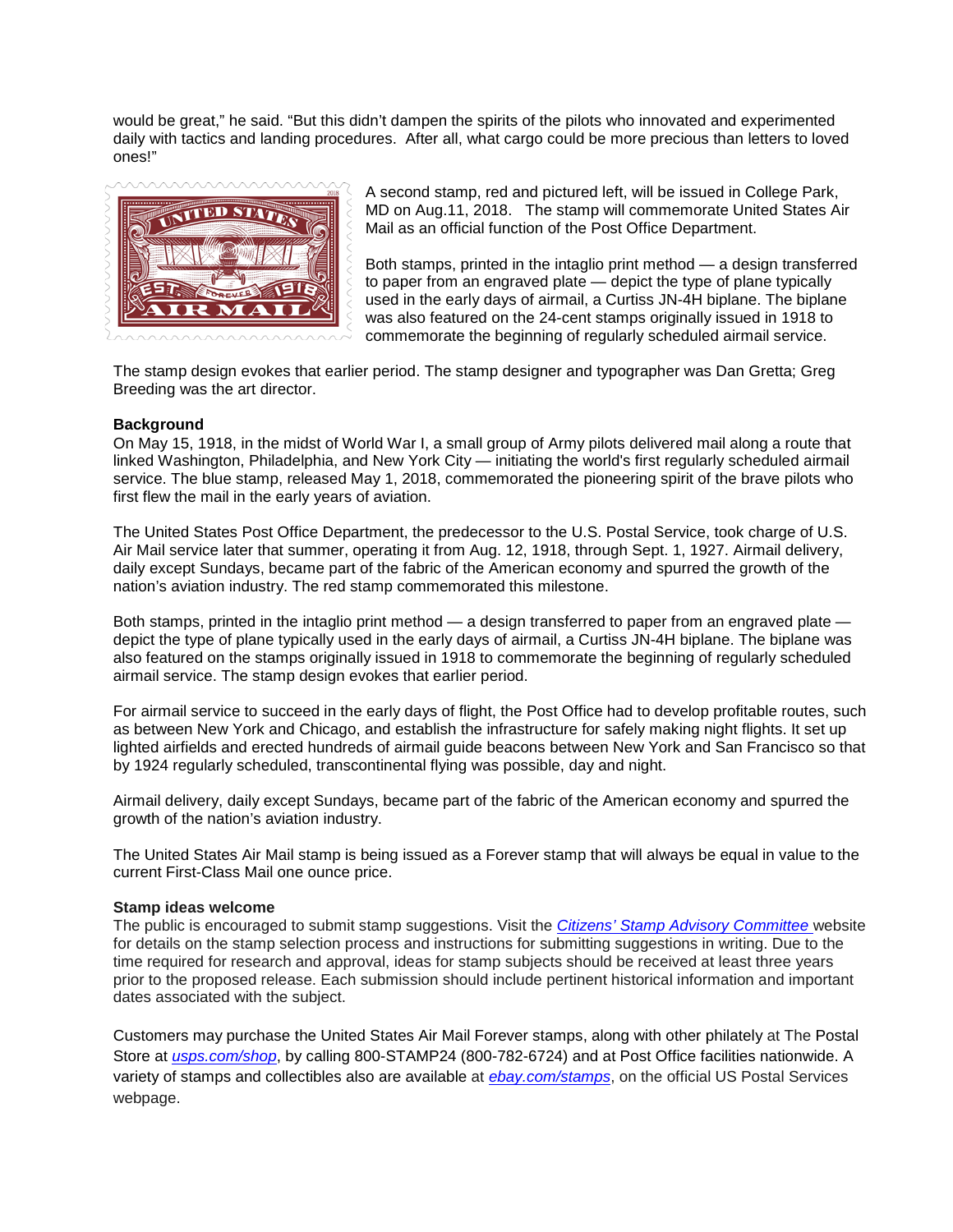would be great," he said. "But this didn't dampen the spirits of the pilots who innovated and experimented daily with tactics and landing procedures.  After all, what cargo could be more precious than letters to loved ones!"

A second stamp, red and pictured left, will be issued in College Park, MD on Aug.11, 2018.   The stamp will commemorate United States Air Mail as an official function of the Post Office Department.

Both stamps, printed in the intaglio print method — a design transferred to paper from an engraved plate — depict the type of plane typically used in the early days of airmail, a Curtiss JN-4H biplane. The biplane was also featured on the 24-cent stamps originally issued in 1918 to commemorate the beginning of regularly scheduled airmail service.

The stamp design evokes that earlier period. The stamp designer and typographer was Dan Gretta; Greg Breeding was the art director.

**Background**

On May 15, 1918, in the midst of World War I, a small group of Army pilots delivered mail along a route that linked Washington, Philadelphia, and New York City — initiating the world's first regularly scheduled airmail service. The blue stamp, released May 1, 2018, commemorated the pioneering spirit of the brave pilots who first flew the mail in the early years of aviation.

The United States Post Office Department, the predecessor to the U.S. Postal Service, took charge of U.S. Air Mail service later that summer, operating it from Aug. 12, 1918, through Sept. 1, 1927. Airmail delivery, daily except Sundays, became part of the fabric of the American economy and spurred the growth of the nation's aviation industry. The red stamp commemorated this milestone.

Both stamps, printed in the intaglio print method — a design transferred to paper from an engraved plate — depict the type of plane typically used in the early days of airmail, a Curtiss JN-4H biplane. The biplane was also featured on the stamps originally issued in 1918 to commemorate the beginning of regularly scheduled airmail service. The stamp design evokes that earlier period.

For airmail service to succeed in the early days of flight, the Post Office had to develop profitable routes, such as between New York and Chicago, and establish the infrastructure for safely making night flights. It set up lighted airfields and erected hundreds of airmail guide beacons between New York and San Francisco so that by 1924 regularly scheduled, transcontinental flying was possible, day and night.

Airmail delivery, daily except Sundays, became part of the fabric of the American economy and spurred the growth of the nation's aviation industry.

The United States Air Mail stamp is being issued as a Forever stamp that will always be equal in value to the current First-Class Mail one ounce price.

**Stamp ideas welcome**

The public is encouraged to submit stamp suggestions. Visit the *Citizens' Stamp Advisory Committee* website for details on the stamp selection process and instructions for submitting suggestions in writing. Due to the time required for research and approval, ideas for stamp subjects should be received at least three years prior to the proposed release. Each submission should include pertinent historical information and important dates associated with the subject.

Customers may purchase the United States Air Mail Forever stamps, along with other philately at The Postal Store at *usps.com/shop*, by calling 800-STAMP24 (800-782-6724) and at Post Office facilities nationwide. A variety of stamps and collectibles also are available at *ebay.com/stamps*, on the official US Postal Services webpage.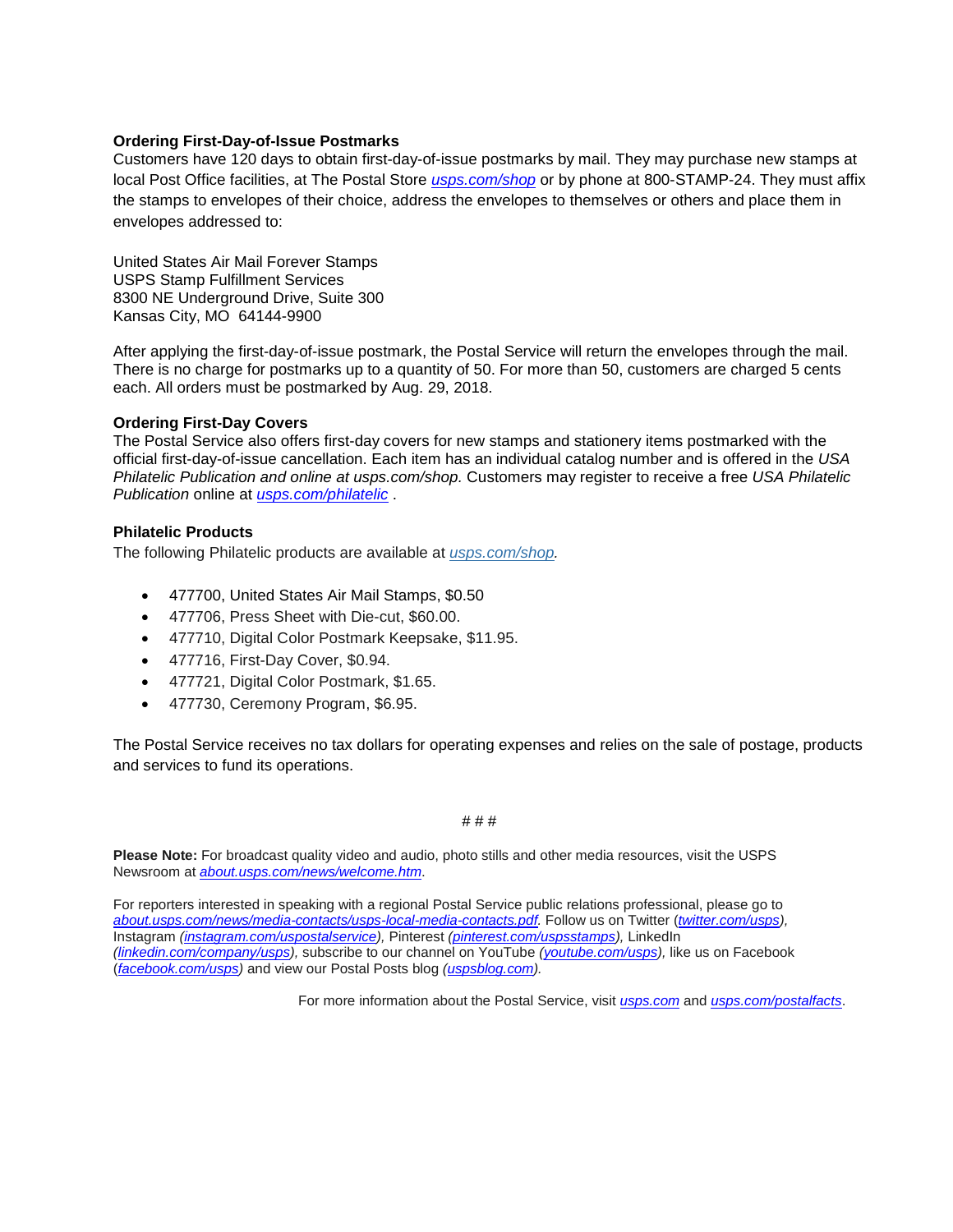**Ordering First-Day-of-Issue Postmarks**

Customers have 120 days to obtain first-day-of-issue postmarks by mail. They may purchase new stamps at local Post Office facilities, at The Postal Store *usps.com/shop* or by phone at 800-STAMP-24. They must affix the stamps to envelopes of their choice, address the envelopes to themselves or others and place them in envelopes addressed to:

United States Air Mail Forever Stamps
USPS Stamp Fulfillment Services
8300 NE Underground Drive, Suite 300
Kansas City, MO 64144-9900

After applying the first-day-of-issue postmark, the Postal Service will return the envelopes through the mail. There is no charge for postmarks up to a quantity of 50. For more than 50, customers are charged 5 cents each. All orders must be postmarked by Aug. 29, 2018.

**Ordering First-Day Covers**

The Postal Service also offers first-day covers for new stamps and stationery items postmarked with the official first-day-of-issue cancellation. Each item has an individual catalog number and is offered in the *USA Philatelic Publication and online at usps.com/shop.* Customers may register to receive a free *USA Philatelic Publication* online at *usps.com/philatelic* .

**Philatelic Products**

The following Philatelic products are available at *usps.com/shop.*

- 477700, United States Air Mail Stamps, $0.50
- 477706, Press Sheet with Die-cut, $60.00.
- 477710, Digital Color Postmark Keepsake, $11.95.
- 477716, First-Day Cover, $0.94.
- 477721, Digital Color Postmark, $1.65.
- 477730, Ceremony Program, $6.95.

The Postal Service receives no tax dollars for operating expenses and relies on the sale of postage, products and services to fund its operations.

# # #

**Please Note:** For broadcast quality video and audio, photo stills and other media resources, visit the USPS Newsroom at *about.usps.com/news/welcome.htm*.

For reporters interested in speaking with a regional Postal Service public relations professional, please go to *about.usps.com/news/media-contacts/usps-local-media-contacts.pdf.* Follow us on Twitter (*twitter.com/usps*), Instagram *(instagram.com/uspostalservice)*, Pinterest *(pinterest.com/uspsstamps)*, LinkedIn *(linkedin.com/company/usps)*, subscribe to our channel on YouTube *(youtube.com/usps)*, like us on Facebook (*facebook.com/usps*) and view our Postal Posts blog *(uspsblog.com)*.

For more information about the Postal Service, visit *usps.com* and *usps.com/postalfacts*.